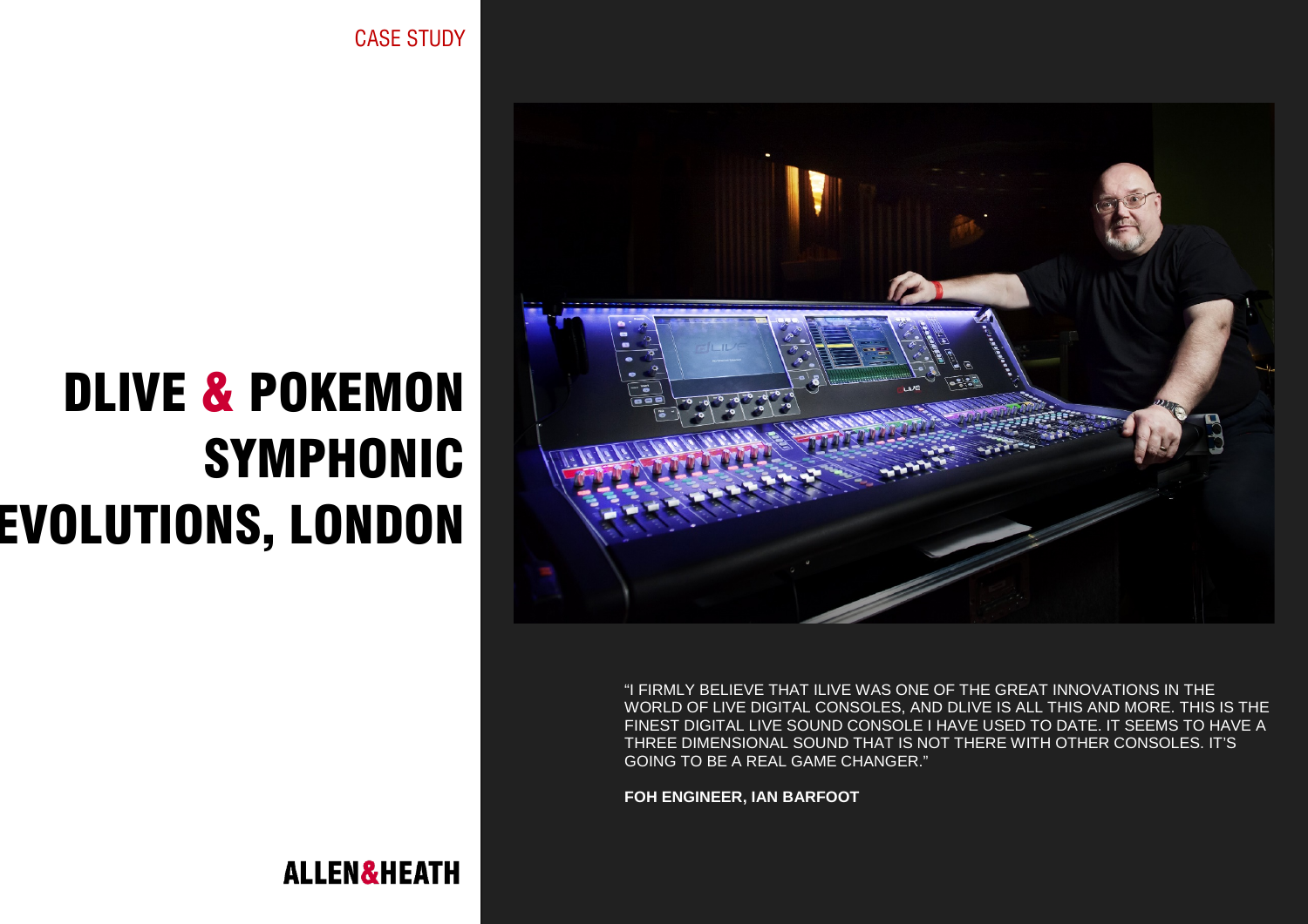CASE STUDY

# DLIVE & POKEMON SYMPHONIC EVOLUTIONS, LONDON

"I FIRMLY BELIEVE THAT ILIVE WAS ONE OF THE GREAT INNOVATIONS IN THE WORLD OF LIVE DIGITAL CONSOLES, AND DLIVE IS ALL THIS AND MORE. THIS IS THE FINEST DIGITAL LIVE SOUND CONSOLE I HAVE USED TO DATE. IT SEEMS TO HAVE A THREE DIMENSIONAL SOUND THAT IS NOT THERE WITH OTHER CONSOLES. IT'S GOING TO BE A REAL GAME CHANGER."

**FOH ENGINEER, IAN BARFOOT**

ALLEN&HEATH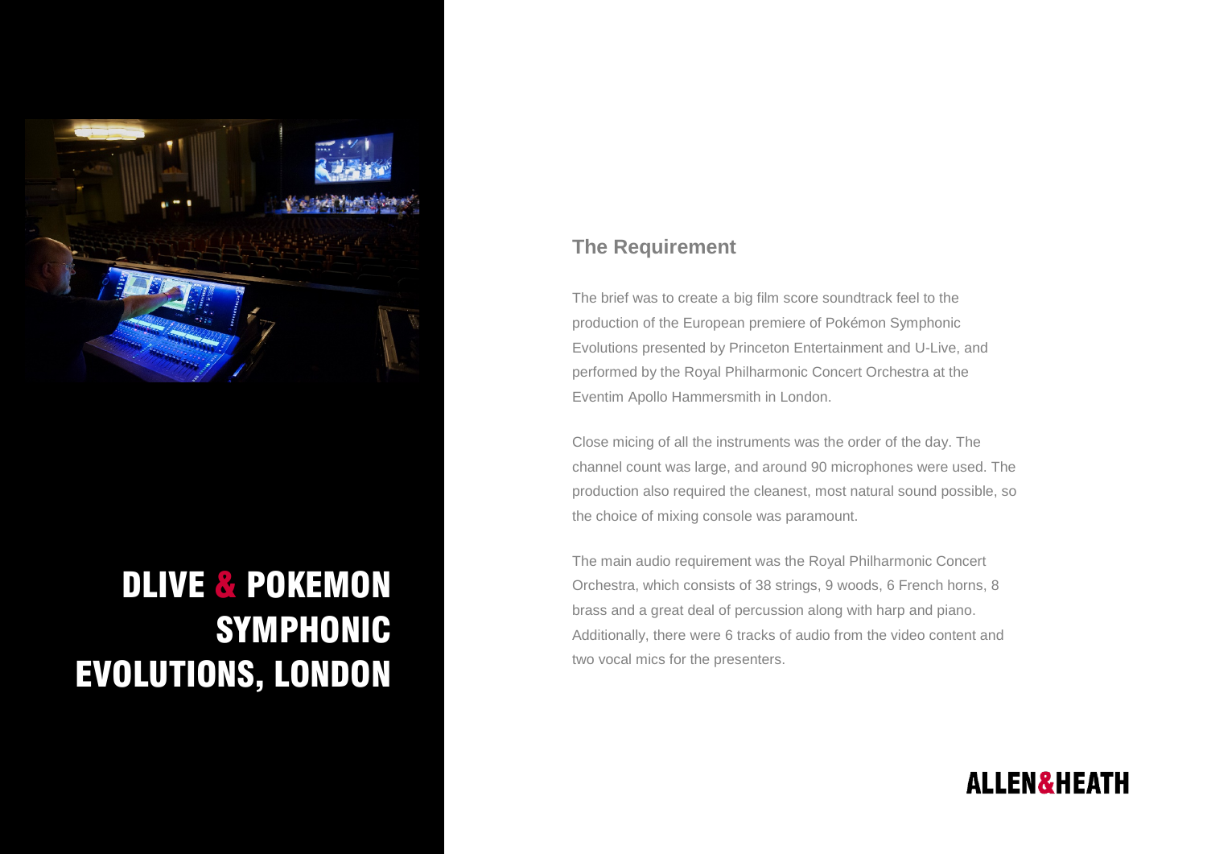# DLIVE & POKEMON SYMPHONIC EVOLUTIONS, LONDON

## The Requirement

The brief was to create a big film score soundtrack feel to the production of the European premiere of Pokémon Symphonic Evolutions presented by Princeton Entertainment and U-Live, and performed by the Royal Philharmonic Concert Orchestra at the Eventim Apollo Hammersmith in London.

Close micing of all the instruments was the order of the day. The channel count was large, and around 90 microphones were used. The production also required the cleanest, most natural sound possible, so the choice of mixing console was paramount.

The main audio requirement was the Royal Philharmonic Concert Orchestra, which consists of 38 strings, 9 woods, 6 French horns, 8 brass and a great deal of percussion along with harp and piano. Additionally, there were 6 tracks of audio from the video content and two vocal mics for the presenters.

ALLEN&HEATH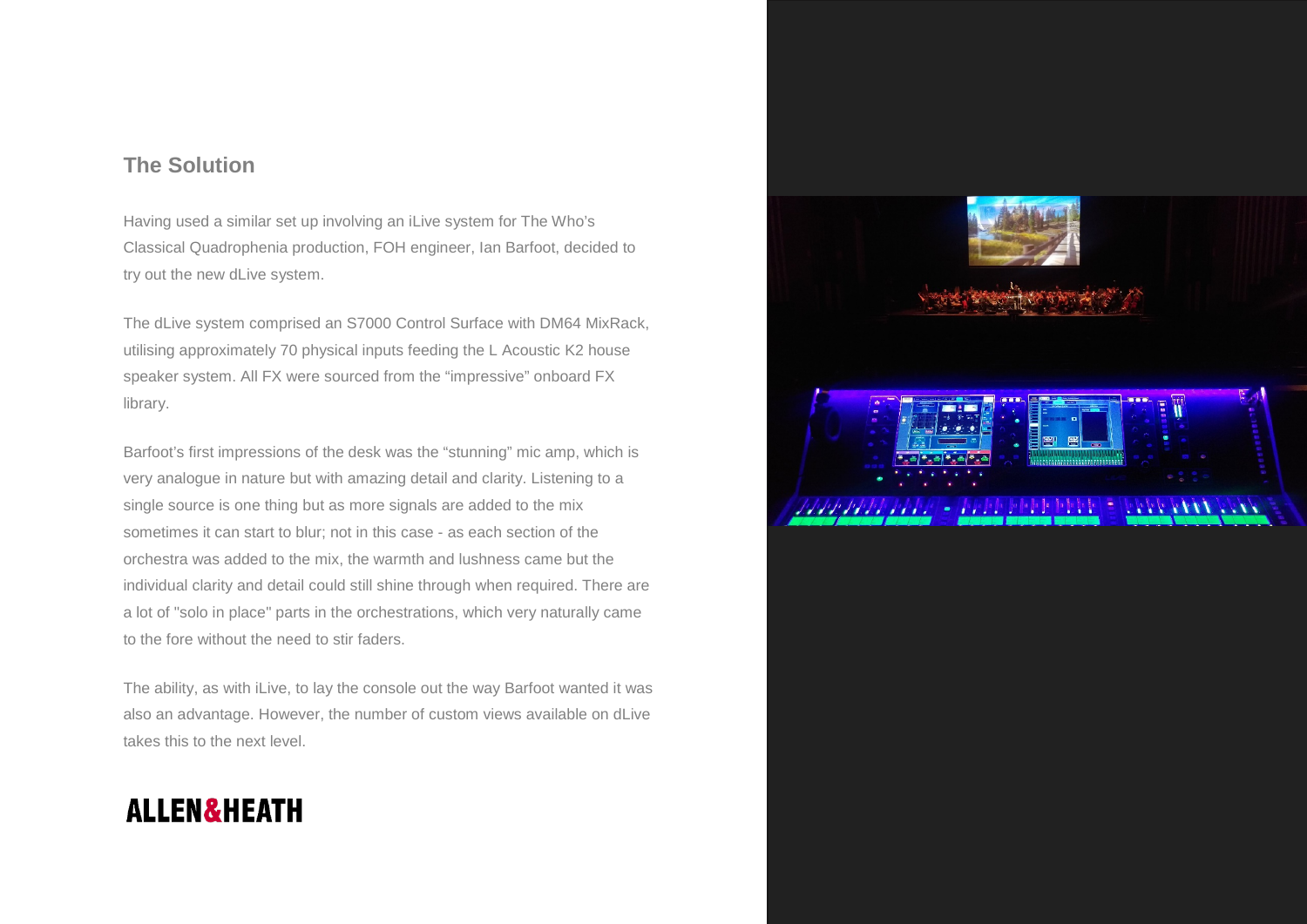## The Solution

Having used a similar set up involving an iLive system for The Who's Classical Quadrophenia production, FOH engineer, Ian Barfoot, decided to try out the new dLive system.

The dLive system comprised an S7000 Control Surface with DM64 MixRack, utilising approximately 70 physical inputs feeding the L Acoustic K2 house speaker system. All FX were sourced from the "impressive" onboard FX library.

Barfoot's first impressions of the desk was the "stunning" mic amp, which is very analogue in nature but with amazing detail and clarity. Listening to a single source is one thing but as more signals are added to the mix sometimes it can start to blur; not in this case - as each section of the orchestra was added to the mix, the warmth and lushness came but the individual clarity and detail could still shine through when required. There are a lot of "solo in place" parts in the orchestrations, which very naturally came to the fore without the need to stir faders.

The ability, as with iLive, to lay the console out the way Barfoot wanted it was also an advantage. However, the number of custom views available on dLive takes this to the next level.

ALLEN&HEATH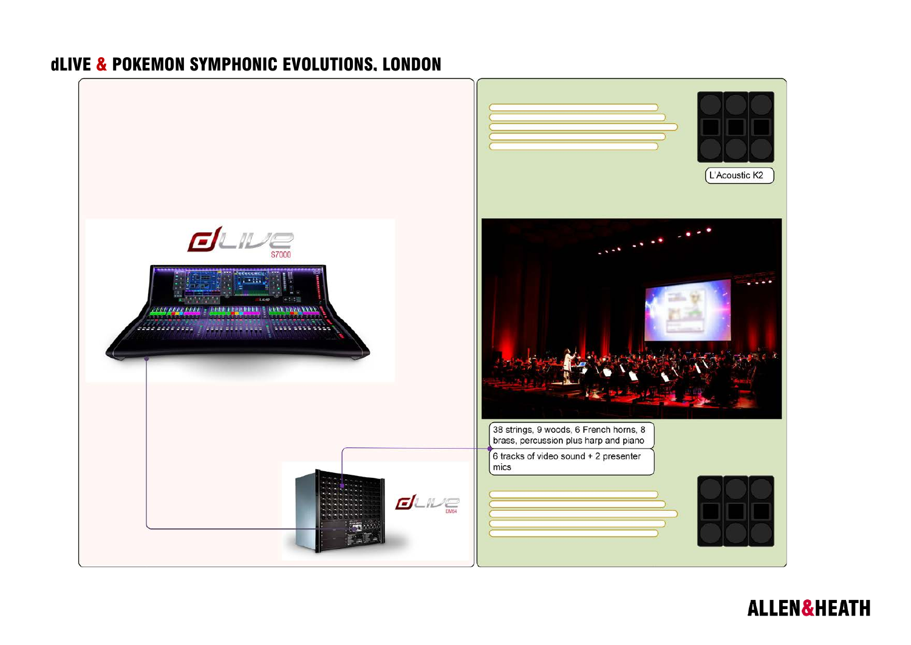# dLIVE & POKEMON SYMPHONIC EVOLUTIONS, LONDON

L'Acoustic K2

38 strings, 9 woods, 6 French horns, 8 brass, percussion plus harp and piano

6 tracks of video sound + 2 presenter mics